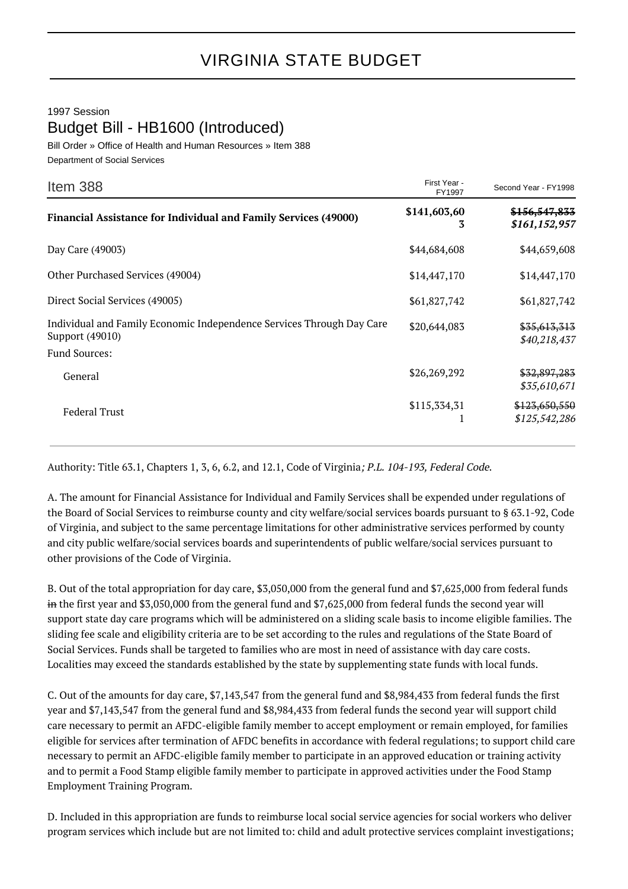# VIRGINIA STATE BUDGET

1997 Session

## Budget Bill - HB1600 (Introduced)

Bill Order » Office of Health and Human Resources » Item 388

Department of Social Services

| Item 388 | First Year - FY1997 | Second Year - FY1998 |
|---|---|---|
| **Financial Assistance for Individual and Family Services (49000)** | **$141,603,603** | ~~**$156,547,833**~~ ***$161,152,957*** |
| Day Care (49003) | $44,684,608 | $44,659,608 |
| Other Purchased Services (49004) | $14,447,170 | $14,447,170 |
| Direct Social Services (49005) | $61,827,742 | $61,827,742 |
| Individual and Family Economic Independence Services Through Day Care Support (49010) | $20,644,083 | ~~$35,613,313~~ *$40,218,437* |
| Fund Sources: | | |
| General | $26,269,292 | ~~$32,897,283~~ *$35,610,671* |
| Federal Trust | $115,334,311 | ~~$123,650,550~~ *$125,542,286* |

Authority: Title 63.1, Chapters 1, 3, 6, 6.2, and 12.1, Code of Virginia*; P.L. 104-193, Federal Code*.

A. The amount for Financial Assistance for Individual and Family Services shall be expended under regulations of the Board of Social Services to reimburse county and city welfare/social services boards pursuant to § 63.1-92, Code of Virginia, and subject to the same percentage limitations for other administrative services performed by county and city public welfare/social services boards and superintendents of public welfare/social services pursuant to other provisions of the Code of Virginia.

B. Out of the total appropriation for day care, $3,050,000 from the general fund and $7,625,000 from federal funds ~~in~~ the first year and $3,050,000 from the general fund and $7,625,000 from federal funds the second year will support state day care programs which will be administered on a sliding scale basis to income eligible families. The sliding fee scale and eligibility criteria are to be set according to the rules and regulations of the State Board of Social Services. Funds shall be targeted to families who are most in need of assistance with day care costs. Localities may exceed the standards established by the state by supplementing state funds with local funds.

C. Out of the amounts for day care, $7,143,547 from the general fund and $8,984,433 from federal funds the first year and $7,143,547 from the general fund and $8,984,433 from federal funds the second year will support child care necessary to permit an AFDC-eligible family member to accept employment or remain employed, for families eligible for services after termination of AFDC benefits in accordance with federal regulations; to support child care necessary to permit an AFDC-eligible family member to participate in an approved education or training activity and to permit a Food Stamp eligible family member to participate in approved activities under the Food Stamp Employment Training Program.

D. Included in this appropriation are funds to reimburse local social service agencies for social workers who deliver program services which include but are not limited to: child and adult protective services complaint investigations;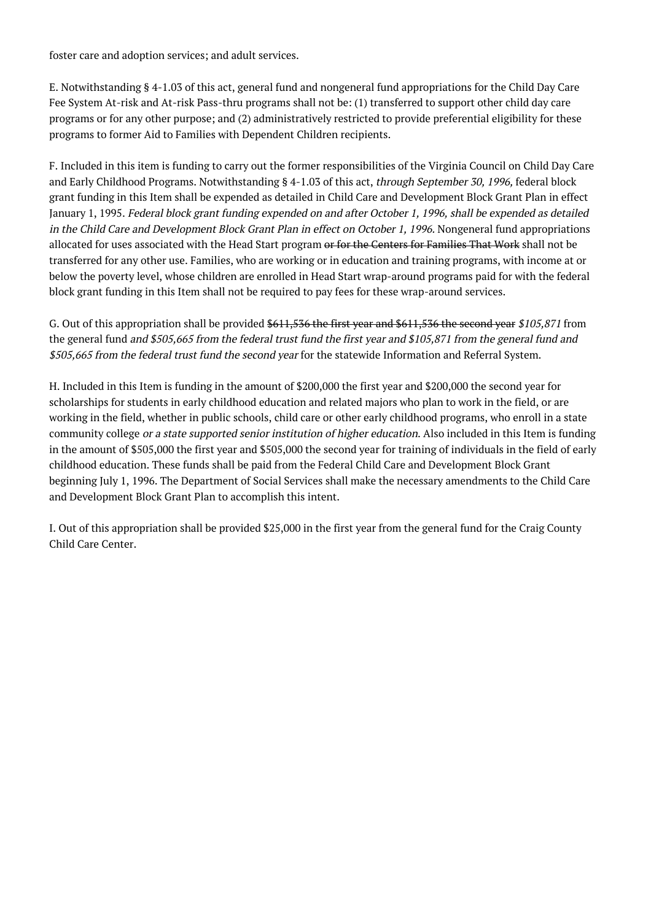foster care and adoption services; and adult services.

E. Notwithstanding § 4-1.03 of this act, general fund and nongeneral fund appropriations for the Child Day Care Fee System At-risk and At-risk Pass-thru programs shall not be: (1) transferred to support other child day care programs or for any other purpose; and (2) administratively restricted to provide preferential eligibility for these programs to former Aid to Families with Dependent Children recipients.

F. Included in this item is funding to carry out the former responsibilities of the Virginia Council on Child Day Care and Early Childhood Programs. Notwithstanding § 4-1.03 of this act, *through September 30, 1996,* federal block grant funding in this Item shall be expended as detailed in Child Care and Development Block Grant Plan in effect January 1, 1995. *Federal block grant funding expended on and after October 1, 1996, shall be expended as detailed in the Child Care and Development Block Grant Plan in effect on October 1, 1996.* Nongeneral fund appropriations allocated for uses associated with the Head Start program ~~or for the Centers for Families That Work~~ shall not be transferred for any other use. Families, who are working or in education and training programs, with income at or below the poverty level, whose children are enrolled in Head Start wrap-around programs paid for with the federal block grant funding in this Item shall not be required to pay fees for these wrap-around services.

G. Out of this appropriation shall be provided ~~$611,536 the first year and $611,536 the second year~~ *$105,871* from the general fund *and $505,665 from the federal trust fund the first year and $105,871 from the general fund and $505,665 from the federal trust fund the second year* for the statewide Information and Referral System.

H. Included in this Item is funding in the amount of $200,000 the first year and $200,000 the second year for scholarships for students in early childhood education and related majors who plan to work in the field, or are working in the field, whether in public schools, child care or other early childhood programs, who enroll in a state community college *or a state supported senior institution of higher education*. Also included in this Item is funding in the amount of $505,000 the first year and $505,000 the second year for training of individuals in the field of early childhood education. These funds shall be paid from the Federal Child Care and Development Block Grant beginning July 1, 1996. The Department of Social Services shall make the necessary amendments to the Child Care and Development Block Grant Plan to accomplish this intent.

I. Out of this appropriation shall be provided $25,000 in the first year from the general fund for the Craig County Child Care Center.